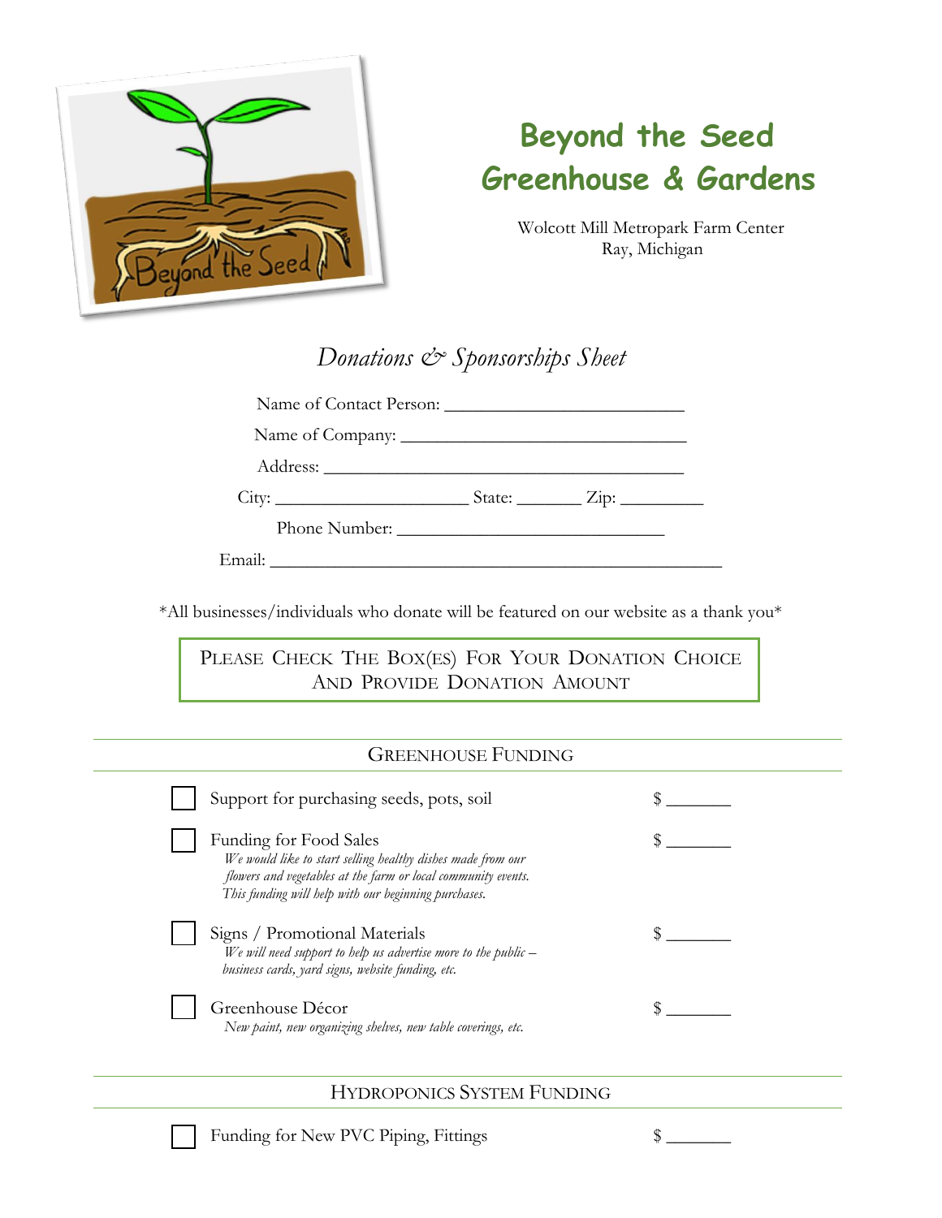# Beyond the Seed Greenhouse & Gardens

Wolcott Mill Metropark Farm Center
Ray, Michigan

## *Donations & Sponsorships Sheet*

Name of Contact Person: ___________________________

Name of Company: ________________________________

Address: ________________________________________

City: _____________________ State: _______ Zip: _________

Phone Number: ______________________________

Email: ___________________________________________________

*All businesses/individuals who donate will be featured on our website as a thank you*

**PLEASE CHECK THE BOX(ES) FOR YOUR DONATION CHOICE AND PROVIDE DONATION AMOUNT**

### GREENHOUSE FUNDING

- [ ] Support for purchasing seeds, pots, soil — $ _______

- [ ] Funding for Food Sales — $ _______
  *We would like to start selling healthy dishes made from our flowers and vegetables at the farm or local community events. This funding will help with our beginning purchases.*

- [ ] Signs / Promotional Materials — $ _______
  *We will need support to help us advertise more to the public – business cards, yard signs, website funding, etc.*

- [ ] Greenhouse Décor — $ _______
  *New paint, new organizing shelves, new table coverings, etc.*

### HYDROPONICS SYSTEM FUNDING

- [ ] Funding for New PVC Piping, Fittings — $ _______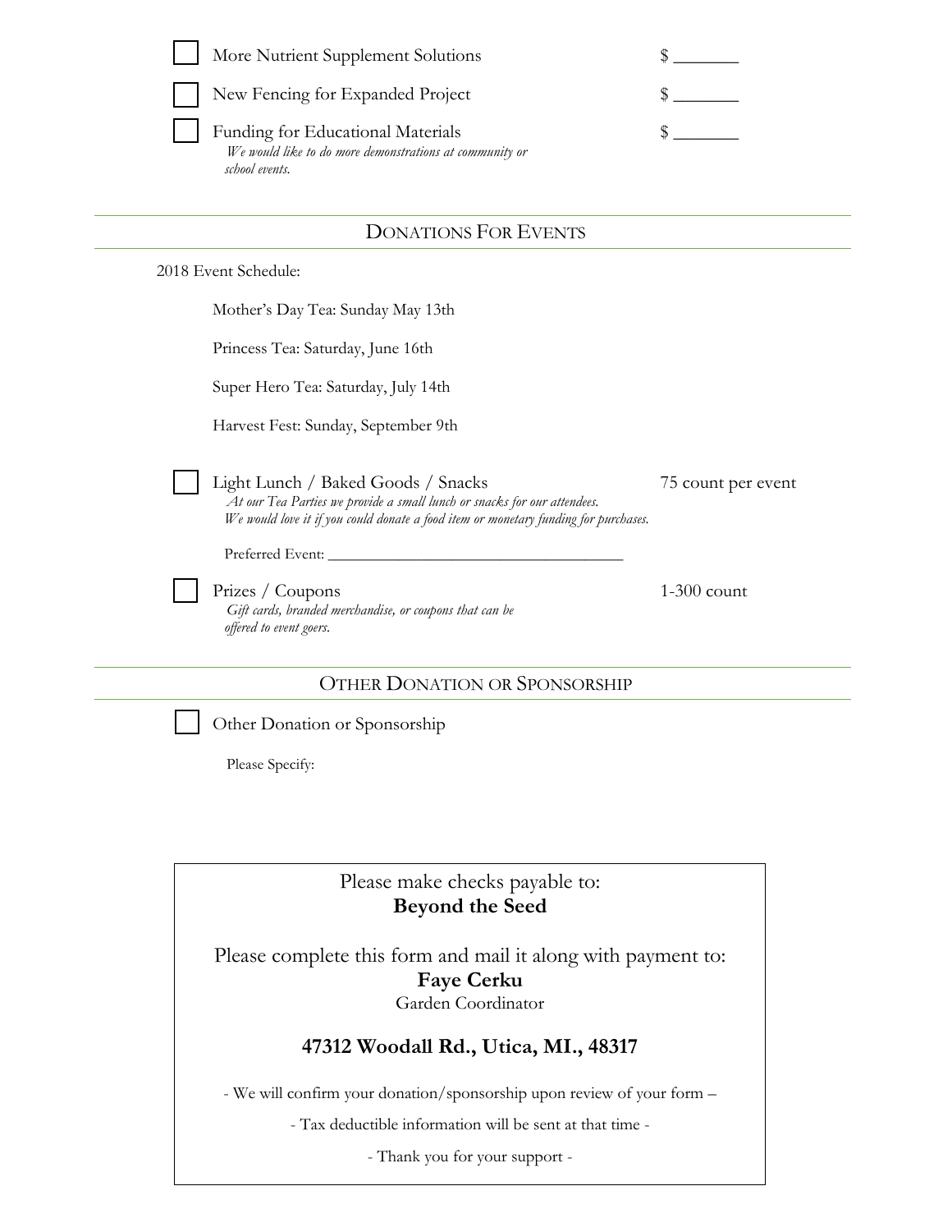- [ ] More Nutrient Supplement Solutions $ _______
- [ ] New Fencing for Expanded Project $ _______
- [ ] Funding for Educational Materials $ _______
  *We would like to do more demonstrations at community or school events.*

## DONATIONS FOR EVENTS

2018 Event Schedule:

Mother's Day Tea: Sunday May 13th

Princess Tea: Saturday, June 16th

Super Hero Tea: Saturday, July 14th

Harvest Fest: Sunday, September 9th

- [ ] Light Lunch / Baked Goods / Snacks — 75 count per event
  *At our Tea Parties we provide a small lunch or snacks for our attendees. We would love it if you could donate a food item or monetary funding for purchases.*

  Preferred Event: ___________________________________

- [ ] Prizes / Coupons — 1-300 count
  *Gift cards, branded merchandise, or coupons that can be offered to event goers.*

## OTHER DONATION OR SPONSORSHIP

- [ ] Other Donation or Sponsorship

  Please Specify:

Please make checks payable to:
**Beyond the Seed**

Please complete this form and mail it along with payment to:
**Faye Cerku**
Garden Coordinator

**47312 Woodall Rd., Utica, MI., 48317**

- We will confirm your donation/sponsorship upon review of your form –

- Tax deductible information will be sent at that time -

- Thank you for your support -